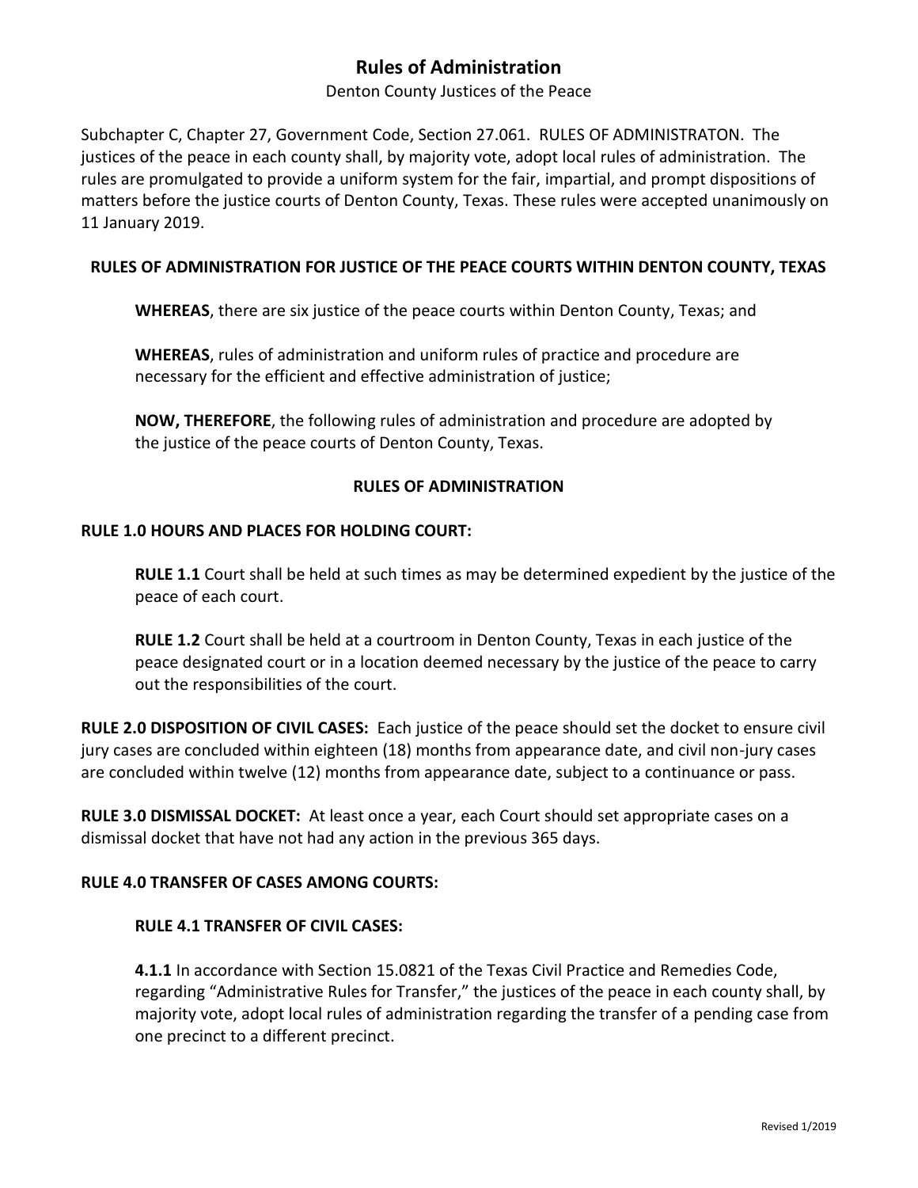# Rules of Administration

Denton County Justices of the Peace

Subchapter C, Chapter 27, Government Code, Section 27.061. RULES OF ADMINISTRATON. The justices of the peace in each county shall, by majority vote, adopt local rules of administration. The rules are promulgated to provide a uniform system for the fair, impartial, and prompt dispositions of matters before the justice courts of Denton County, Texas. These rules were accepted unanimously on 11 January 2019.

## RULES OF ADMINISTRATION FOR JUSTICE OF THE PEACE COURTS WITHIN DENTON COUNTY, TEXAS

**WHEREAS**, there are six justice of the peace courts within Denton County, Texas; and

**WHEREAS**, rules of administration and uniform rules of practice and procedure are necessary for the efficient and effective administration of justice;

**NOW, THEREFORE**, the following rules of administration and procedure are adopted by the justice of the peace courts of Denton County, Texas.

## RULES OF ADMINISTRATION

### RULE 1.0 HOURS AND PLACES FOR HOLDING COURT:

**RULE 1.1** Court shall be held at such times as may be determined expedient by the justice of the peace of each court.

**RULE 1.2** Court shall be held at a courtroom in Denton County, Texas in each justice of the peace designated court or in a location deemed necessary by the justice of the peace to carry out the responsibilities of the court.

**RULE 2.0 DISPOSITION OF CIVIL CASES:** Each justice of the peace should set the docket to ensure civil jury cases are concluded within eighteen (18) months from appearance date, and civil non-jury cases are concluded within twelve (12) months from appearance date, subject to a continuance or pass.

**RULE 3.0 DISMISSAL DOCKET:** At least once a year, each Court should set appropriate cases on a dismissal docket that have not had any action in the previous 365 days.

### RULE 4.0 TRANSFER OF CASES AMONG COURTS:

#### RULE 4.1 TRANSFER OF CIVIL CASES:

**4.1.1** In accordance with Section 15.0821 of the Texas Civil Practice and Remedies Code, regarding "Administrative Rules for Transfer," the justices of the peace in each county shall, by majority vote, adopt local rules of administration regarding the transfer of a pending case from one precinct to a different precinct.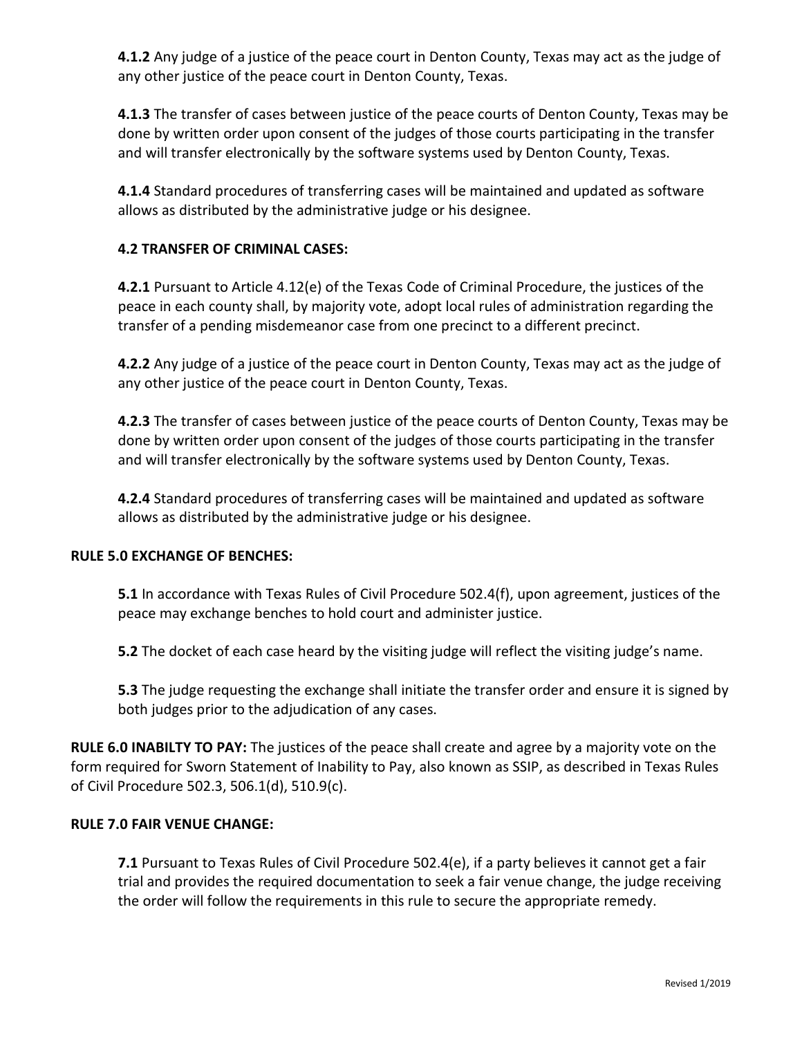**4.1.2** Any judge of a justice of the peace court in Denton County, Texas may act as the judge of any other justice of the peace court in Denton County, Texas.

**4.1.3** The transfer of cases between justice of the peace courts of Denton County, Texas may be done by written order upon consent of the judges of those courts participating in the transfer and will transfer electronically by the software systems used by Denton County, Texas.

**4.1.4** Standard procedures of transferring cases will be maintained and updated as software allows as distributed by the administrative judge or his designee.

**4.2 TRANSFER OF CRIMINAL CASES:**

**4.2.1** Pursuant to Article 4.12(e) of the Texas Code of Criminal Procedure, the justices of the peace in each county shall, by majority vote, adopt local rules of administration regarding the transfer of a pending misdemeanor case from one precinct to a different precinct.

**4.2.2** Any judge of a justice of the peace court in Denton County, Texas may act as the judge of any other justice of the peace court in Denton County, Texas.

**4.2.3** The transfer of cases between justice of the peace courts of Denton County, Texas may be done by written order upon consent of the judges of those courts participating in the transfer and will transfer electronically by the software systems used by Denton County, Texas.

**4.2.4** Standard procedures of transferring cases will be maintained and updated as software allows as distributed by the administrative judge or his designee.

**RULE 5.0 EXCHANGE OF BENCHES:**

**5.1** In accordance with Texas Rules of Civil Procedure 502.4(f), upon agreement, justices of the peace may exchange benches to hold court and administer justice.

**5.2** The docket of each case heard by the visiting judge will reflect the visiting judge's name.

**5.3** The judge requesting the exchange shall initiate the transfer order and ensure it is signed by both judges prior to the adjudication of any cases.

**RULE 6.0 INABILTY TO PAY:** The justices of the peace shall create and agree by a majority vote on the form required for Sworn Statement of Inability to Pay, also known as SSIP, as described in Texas Rules of Civil Procedure 502.3, 506.1(d), 510.9(c).

**RULE 7.0 FAIR VENUE CHANGE:**

**7.1** Pursuant to Texas Rules of Civil Procedure 502.4(e), if a party believes it cannot get a fair trial and provides the required documentation to seek a fair venue change, the judge receiving the order will follow the requirements in this rule to secure the appropriate remedy.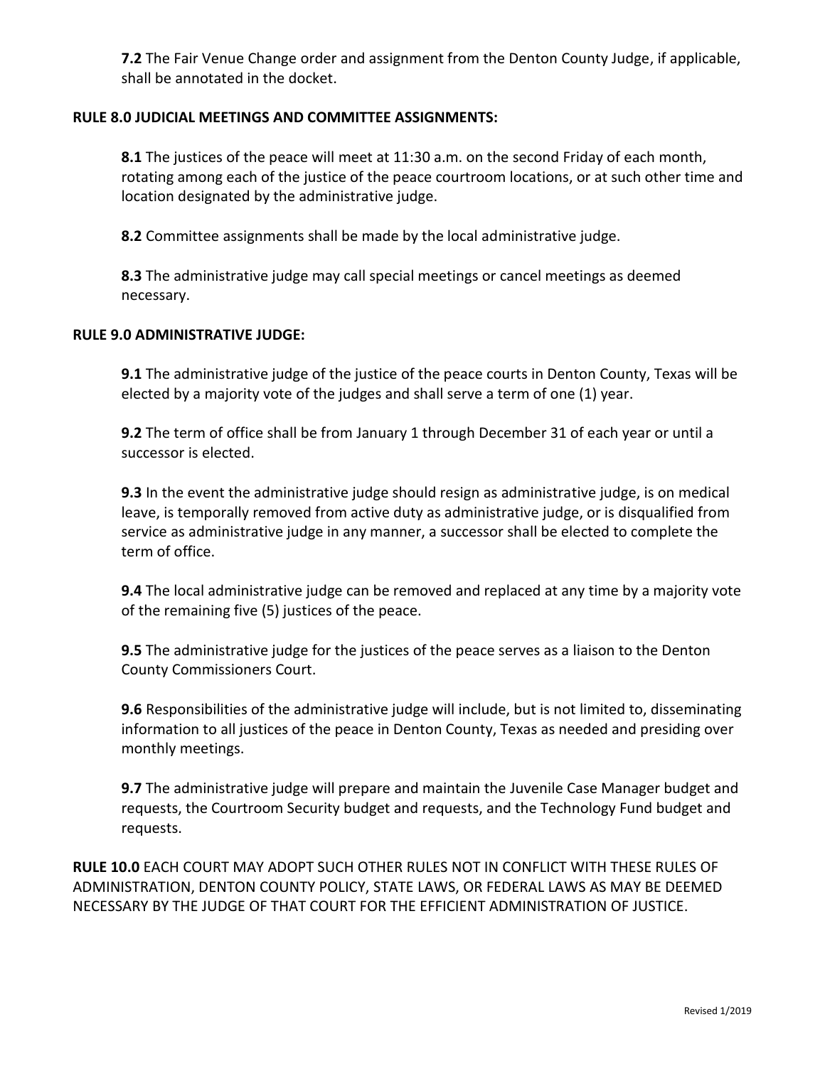**7.2** The Fair Venue Change order and assignment from the Denton County Judge, if applicable, shall be annotated in the docket.

**RULE 8.0 JUDICIAL MEETINGS AND COMMITTEE ASSIGNMENTS:**

**8.1** The justices of the peace will meet at 11:30 a.m. on the second Friday of each month, rotating among each of the justice of the peace courtroom locations, or at such other time and location designated by the administrative judge.

**8.2** Committee assignments shall be made by the local administrative judge.

**8.3** The administrative judge may call special meetings or cancel meetings as deemed necessary.

**RULE 9.0 ADMINISTRATIVE JUDGE:**

**9.1** The administrative judge of the justice of the peace courts in Denton County, Texas will be elected by a majority vote of the judges and shall serve a term of one (1) year.

**9.2** The term of office shall be from January 1 through December 31 of each year or until a successor is elected.

**9.3** In the event the administrative judge should resign as administrative judge, is on medical leave, is temporally removed from active duty as administrative judge, or is disqualified from service as administrative judge in any manner, a successor shall be elected to complete the term of office.

**9.4** The local administrative judge can be removed and replaced at any time by a majority vote of the remaining five (5) justices of the peace.

**9.5** The administrative judge for the justices of the peace serves as a liaison to the Denton County Commissioners Court.

**9.6** Responsibilities of the administrative judge will include, but is not limited to, disseminating information to all justices of the peace in Denton County, Texas as needed and presiding over monthly meetings.

**9.7** The administrative judge will prepare and maintain the Juvenile Case Manager budget and requests, the Courtroom Security budget and requests, and the Technology Fund budget and requests.

**RULE 10.0** EACH COURT MAY ADOPT SUCH OTHER RULES NOT IN CONFLICT WITH THESE RULES OF ADMINISTRATION, DENTON COUNTY POLICY, STATE LAWS, OR FEDERAL LAWS AS MAY BE DEEMED NECESSARY BY THE JUDGE OF THAT COURT FOR THE EFFICIENT ADMINISTRATION OF JUSTICE.

Revised 1/2019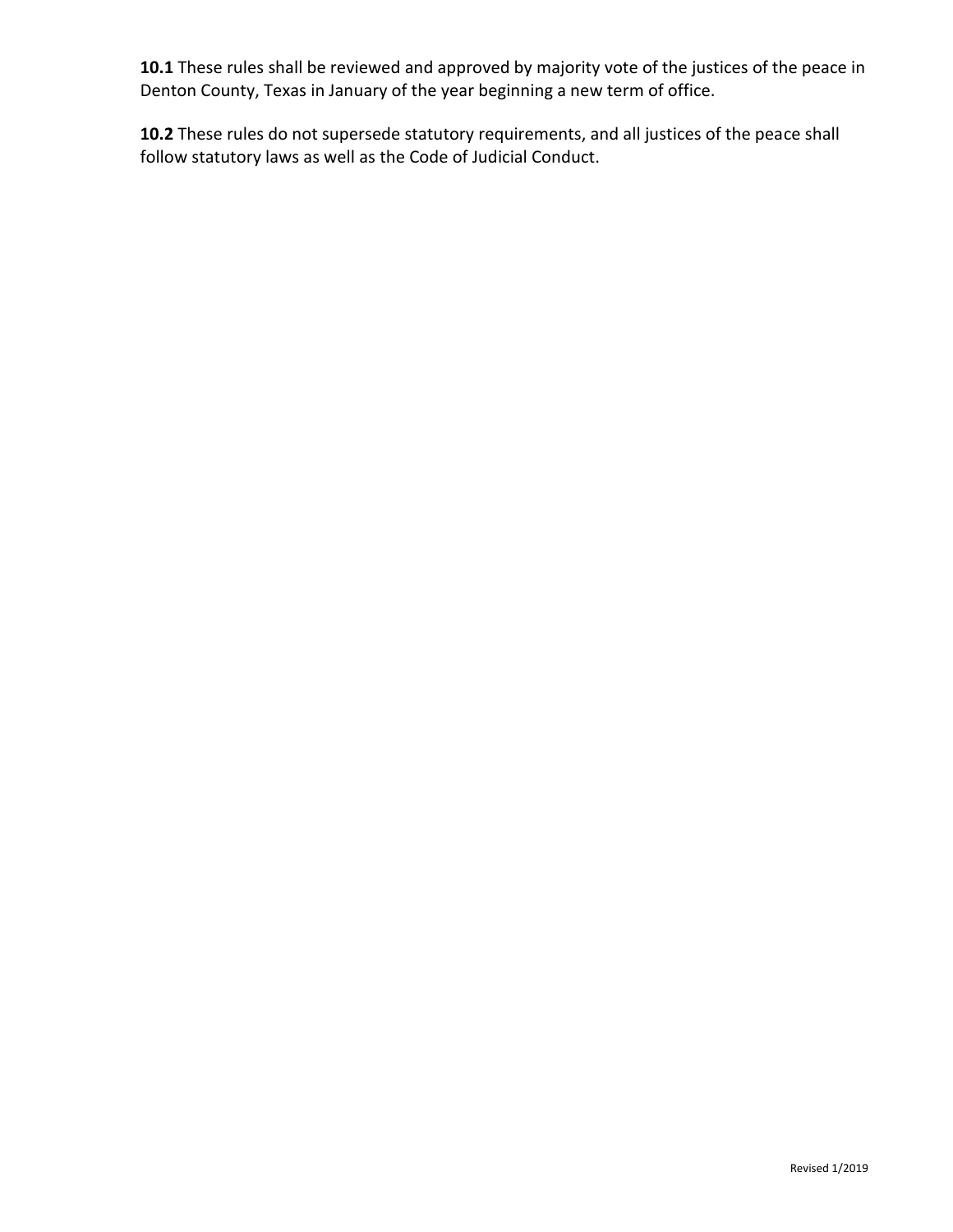**10.1** These rules shall be reviewed and approved by majority vote of the justices of the peace in Denton County, Texas in January of the year beginning a new term of office.

**10.2** These rules do not supersede statutory requirements, and all justices of the peace shall follow statutory laws as well as the Code of Judicial Conduct.

Revised 1/2019